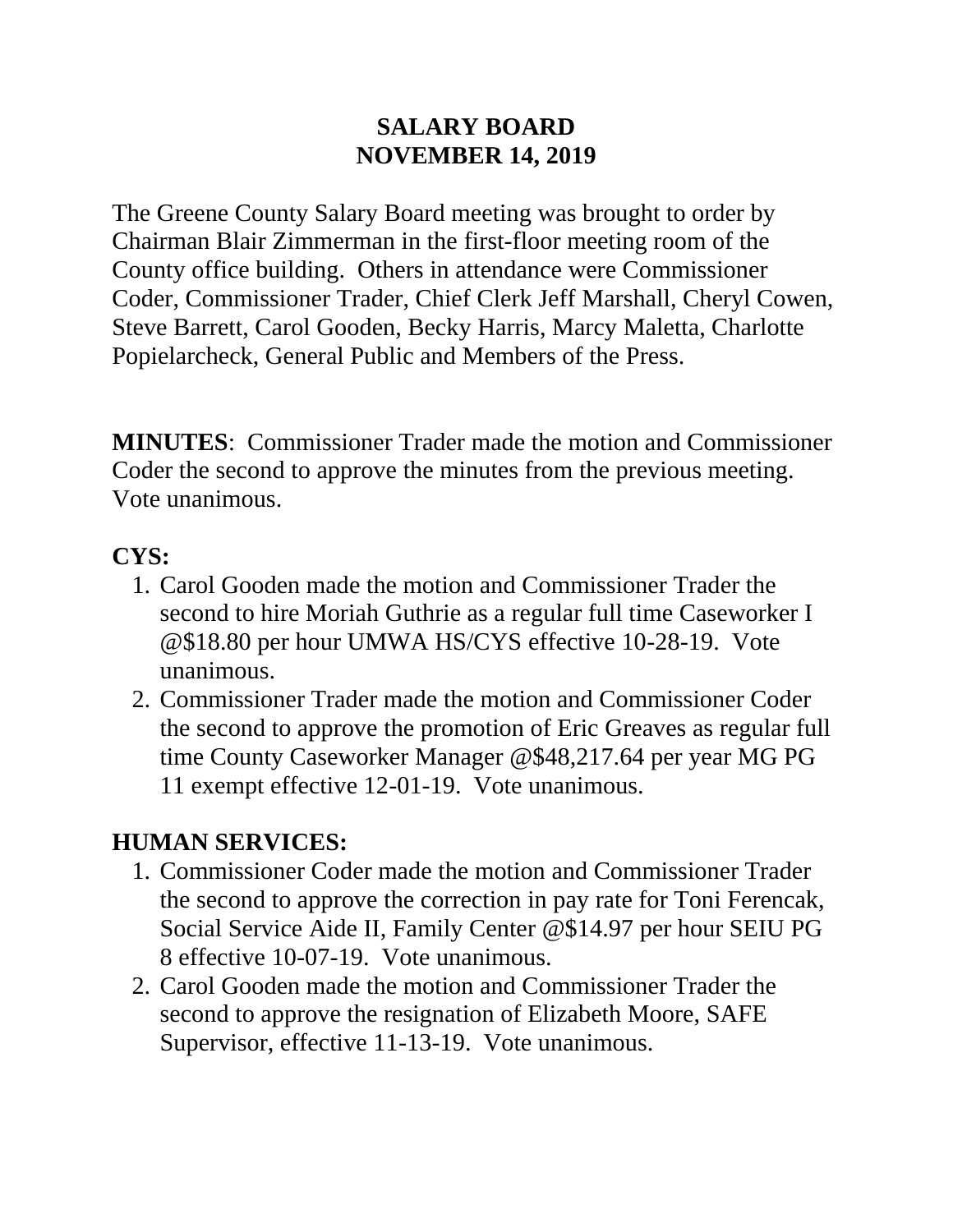# SALARY BOARD
# NOVEMBER 14, 2019

The Greene County Salary Board meeting was brought to order by Chairman Blair Zimmerman in the first-floor meeting room of the County office building. Others in attendance were Commissioner Coder, Commissioner Trader, Chief Clerk Jeff Marshall, Cheryl Cowen, Steve Barrett, Carol Gooden, Becky Harris, Marcy Maletta, Charlotte Popielarcheck, General Public and Members of the Press.

**MINUTES**: Commissioner Trader made the motion and Commissioner Coder the second to approve the minutes from the previous meeting. Vote unanimous.

## CYS:

1. Carol Gooden made the motion and Commissioner Trader the second to hire Moriah Guthrie as a regular full time Caseworker I @$18.80 per hour UMWA HS/CYS effective 10-28-19. Vote unanimous.
2. Commissioner Trader made the motion and Commissioner Coder the second to approve the promotion of Eric Greaves as regular full time County Caseworker Manager @$48,217.64 per year MG PG 11 exempt effective 12-01-19. Vote unanimous.

## HUMAN SERVICES:

1. Commissioner Coder made the motion and Commissioner Trader the second to approve the correction in pay rate for Toni Ferencak, Social Service Aide II, Family Center @$14.97 per hour SEIU PG 8 effective 10-07-19. Vote unanimous.
2. Carol Gooden made the motion and Commissioner Trader the second to approve the resignation of Elizabeth Moore, SAFE Supervisor, effective 11-13-19. Vote unanimous.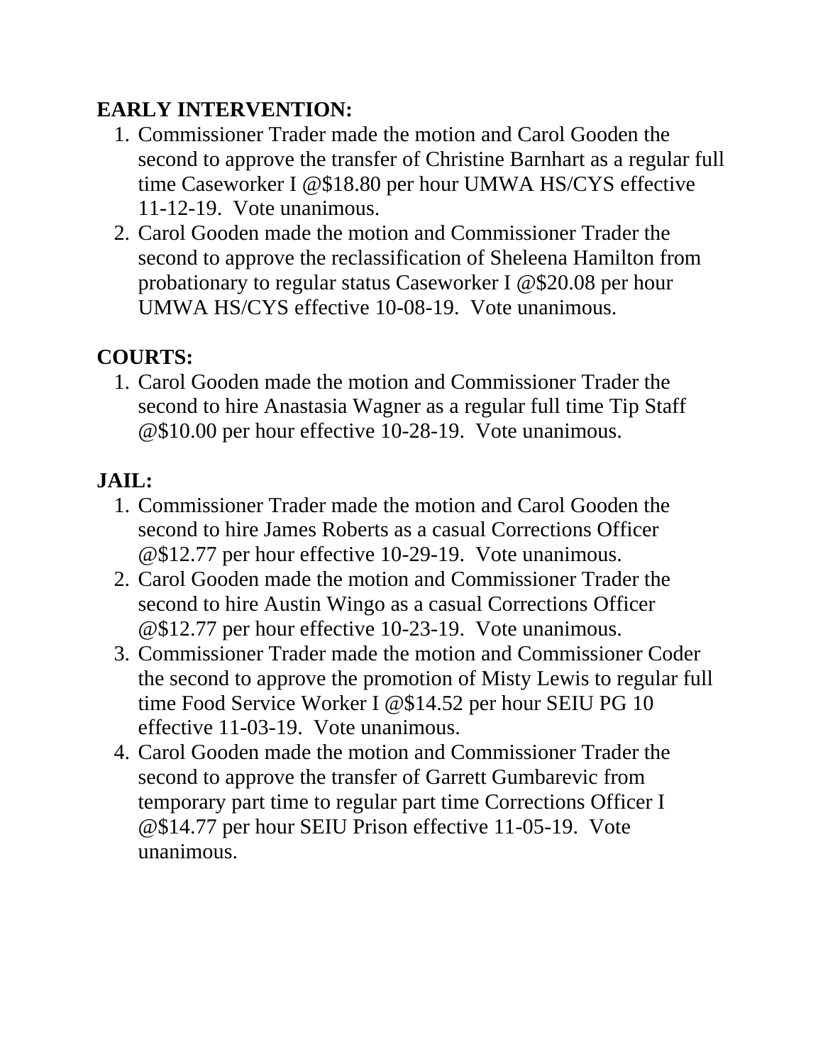**EARLY INTERVENTION:**

1. Commissioner Trader made the motion and Carol Gooden the second to approve the transfer of Christine Barnhart as a regular full time Caseworker I @$18.80 per hour UMWA HS/CYS effective 11-12-19. Vote unanimous.
2. Carol Gooden made the motion and Commissioner Trader the second to approve the reclassification of Sheleena Hamilton from probationary to regular status Caseworker I @$20.08 per hour UMWA HS/CYS effective 10-08-19. Vote unanimous.

**COURTS:**

1. Carol Gooden made the motion and Commissioner Trader the second to hire Anastasia Wagner as a regular full time Tip Staff @$10.00 per hour effective 10-28-19. Vote unanimous.

**JAIL:**

1. Commissioner Trader made the motion and Carol Gooden the second to hire James Roberts as a casual Corrections Officer @$12.77 per hour effective 10-29-19. Vote unanimous.
2. Carol Gooden made the motion and Commissioner Trader the second to hire Austin Wingo as a casual Corrections Officer @$12.77 per hour effective 10-23-19. Vote unanimous.
3. Commissioner Trader made the motion and Commissioner Coder the second to approve the promotion of Misty Lewis to regular full time Food Service Worker I @$14.52 per hour SEIU PG 10 effective 11-03-19. Vote unanimous.
4. Carol Gooden made the motion and Commissioner Trader the second to approve the transfer of Garrett Gumbarevic from temporary part time to regular part time Corrections Officer I @$14.77 per hour SEIU Prison effective 11-05-19. Vote unanimous.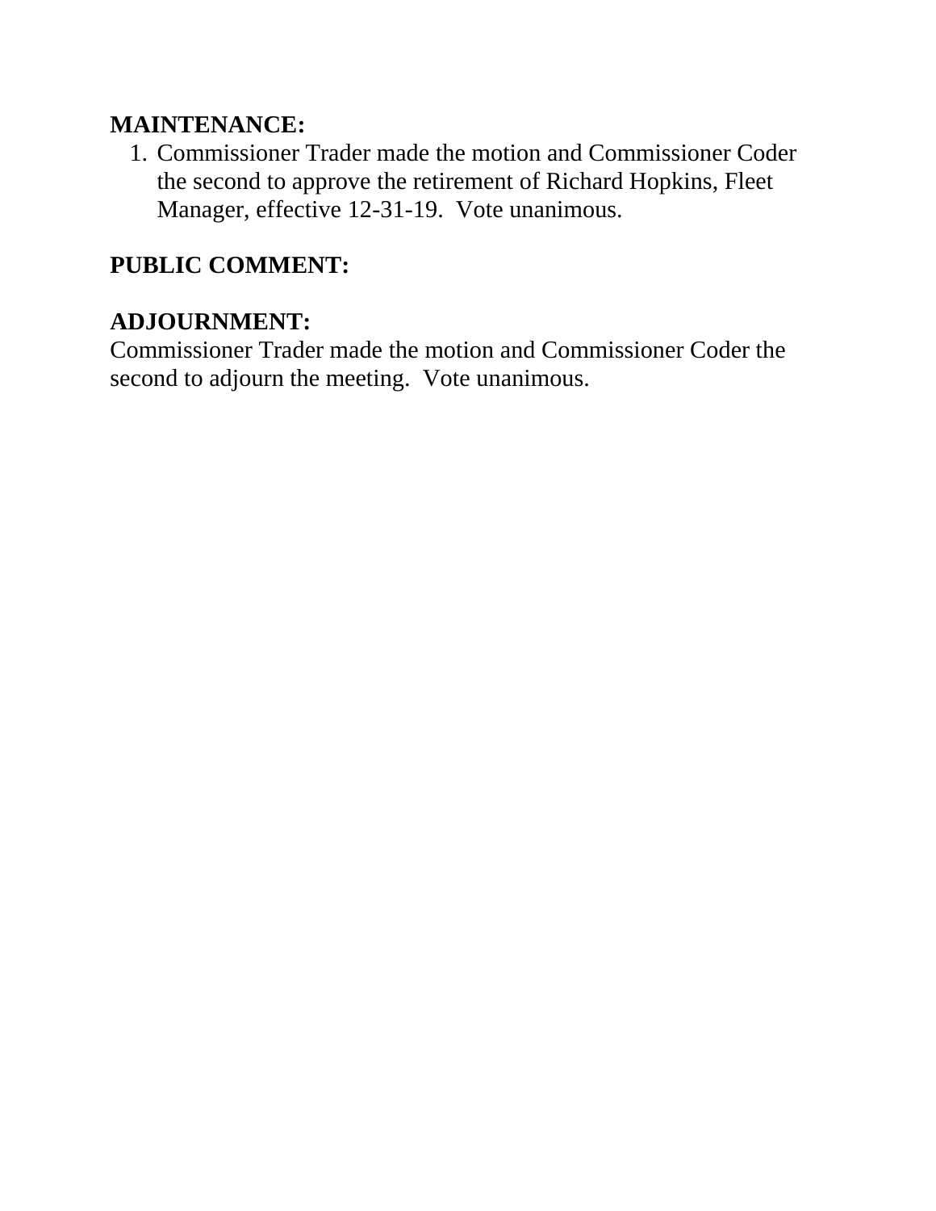**MAINTENANCE:**

1. Commissioner Trader made the motion and Commissioner Coder the second to approve the retirement of Richard Hopkins, Fleet Manager, effective 12-31-19. Vote unanimous.

**PUBLIC COMMENT:**

**ADJOURNMENT:**

Commissioner Trader made the motion and Commissioner Coder the second to adjourn the meeting. Vote unanimous.